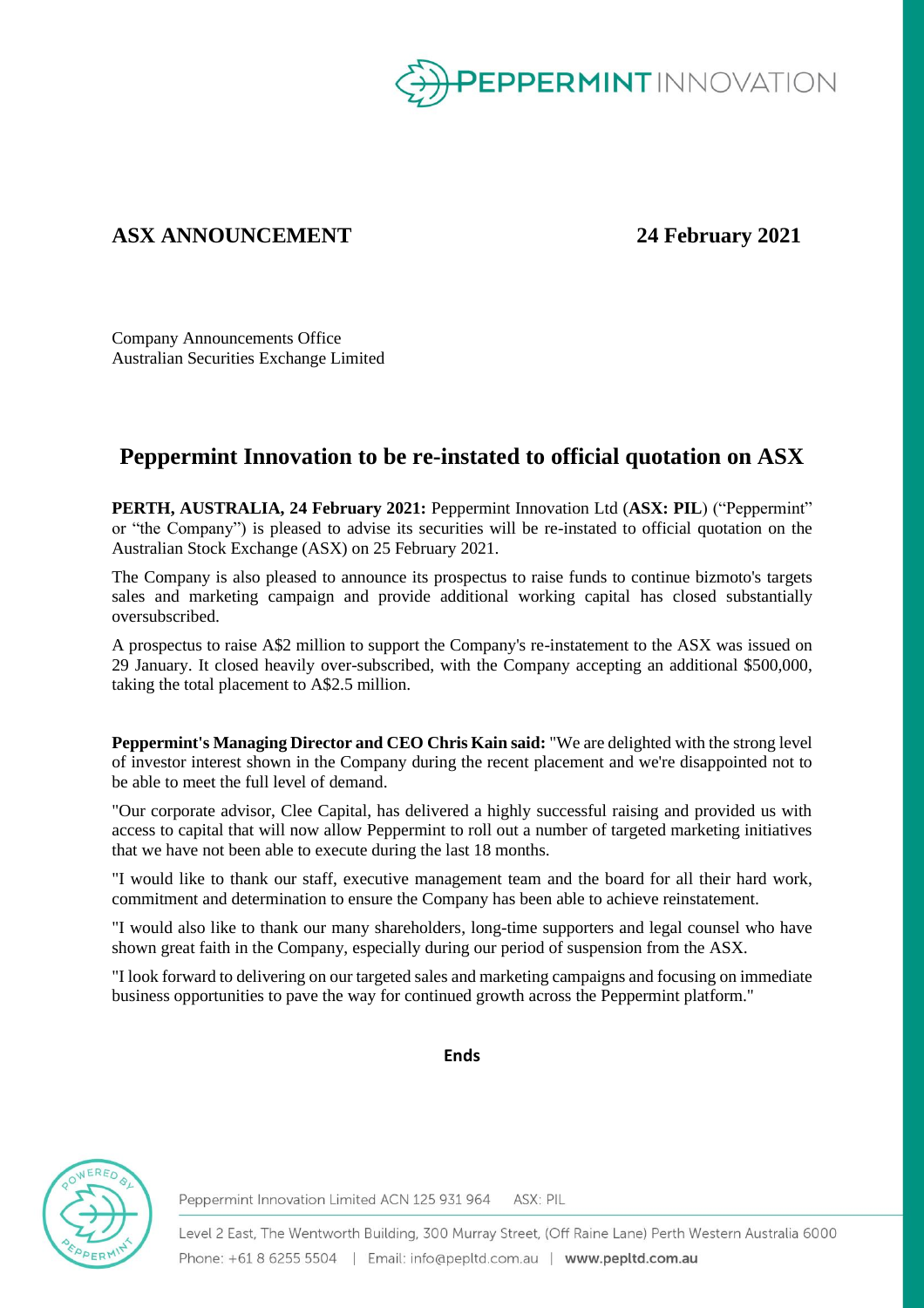**ASX ANNOUNCEMENT** **24 February 2021**

Company Announcements Office
Australian Securities Exchange Limited

# Peppermint Innovation to be re-instated to official quotation on ASX

**PERTH, AUSTRALIA, 24 February 2021:** Peppermint Innovation Ltd (**ASX: PIL**) ("Peppermint" or "the Company") is pleased to advise its securities will be re-instated to official quotation on the Australian Stock Exchange (ASX) on 25 February 2021.

The Company is also pleased to announce its prospectus to raise funds to continue bizmoto's targets sales and marketing campaign and provide additional working capital has closed substantially oversubscribed.

A prospectus to raise A$2 million to support the Company's re-instatement to the ASX was issued on 29 January. It closed heavily over-subscribed, with the Company accepting an additional $500,000, taking the total placement to A$2.5 million.

**Peppermint's Managing Director and CEO Chris Kain said:** "We are delighted with the strong level of investor interest shown in the Company during the recent placement and we're disappointed not to be able to meet the full level of demand.

"Our corporate advisor, Clee Capital, has delivered a highly successful raising and provided us with access to capital that will now allow Peppermint to roll out a number of targeted marketing initiatives that we have not been able to execute during the last 18 months.

"I would like to thank our staff, executive management team and the board for all their hard work, commitment and determination to ensure the Company has been able to achieve reinstatement.

"I would also like to thank our many shareholders, long-time supporters and legal counsel who have shown great faith in the Company, especially during our period of suspension from the ASX.

"I look forward to delivering on our targeted sales and marketing campaigns and focusing on immediate business opportunities to pave the way for continued growth across the Peppermint platform."

**Ends**

Peppermint Innovation Limited ACN 125 931 964 ASX: PIL

Level 2 East, The Wentworth Building, 300 Murray Street, (Off Raine Lane) Perth Western Australia 6000
Phone: +61 8 6255 5504 | Email: info@pepltd.com.au | **www.pepltd.com.au**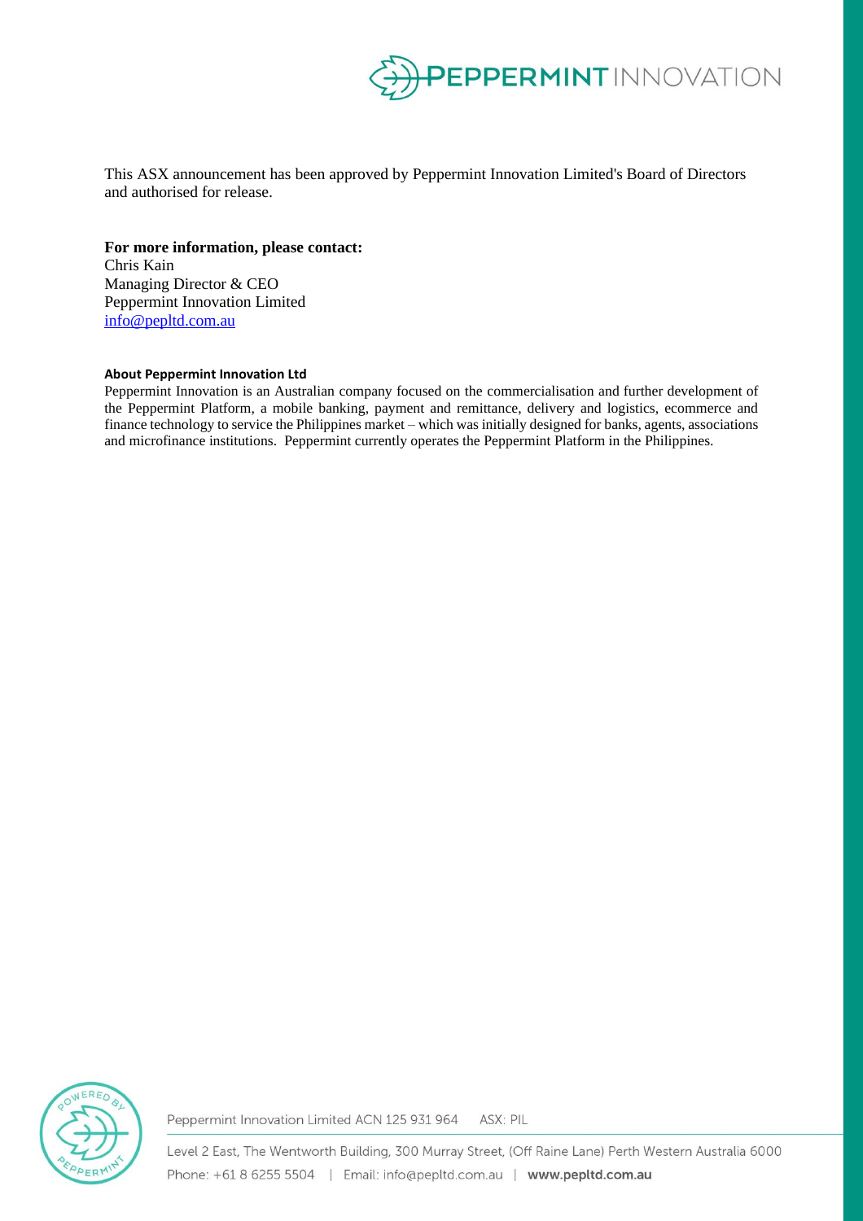This ASX announcement has been approved by Peppermint Innovation Limited's Board of Directors and authorised for release.

**For more information, please contact:**
Chris Kain
Managing Director & CEO
Peppermint Innovation Limited
info@pepltd.com.au

**About Peppermint Innovation Ltd**

Peppermint Innovation is an Australian company focused on the commercialisation and further development of the Peppermint Platform, a mobile banking, payment and remittance, delivery and logistics, ecommerce and finance technology to service the Philippines market – which was initially designed for banks, agents, associations and microfinance institutions. Peppermint currently operates the Peppermint Platform in the Philippines.